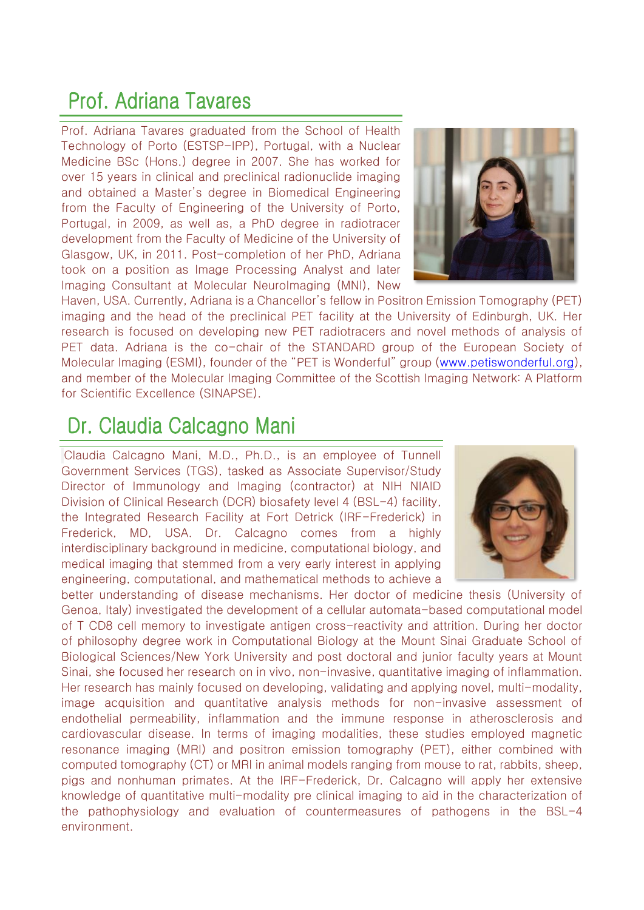## Prof. Adriana Tavares

Prof. Adriana Tavares graduated from the School of Health Technology of Porto (ESTSP-IPP), Portugal, with a Nuclear Medicine BSc (Hons.) degree in 2007. She has worked for over 15 years in clinical and preclinical radionuclide imaging and obtained a Master's degree in Biomedical Engineering from the Faculty of Engineering of the University of Porto, Portugal, in 2009, as well as, a PhD degree in radiotracer development from the Faculty of Medicine of the University of Glasgow, UK, in 2011. Post-completion of her PhD, Adriana took on a position as Image Processing Analyst and later Imaging Consultant at Molecular NeuroImaging (MNI), New Haven, USA. Currently, Adriana is a Chancellor's fellow in Positron Emission Tomography (PET) imaging and the head of the preclinical PET facility at the University of Edinburgh, UK. Her research is focused on developing new PET radiotracers and novel methods of analysis of PET data. Adriana is the co-chair of the STANDARD group of the European Society of Molecular Imaging (ESMI), founder of the "PET is Wonderful" group (www.petiswonderful.org), and member of the Molecular Imaging Committee of the Scottish Imaging Network: A Platform for Scientific Excellence (SINAPSE).

## Dr. Claudia Calcagno Mani

Claudia Calcagno Mani, M.D., Ph.D., is an employee of Tunnell Government Services (TGS), tasked as Associate Supervisor/Study Director of Immunology and Imaging (contractor) at NIH NIAID Division of Clinical Research (DCR) biosafety level 4 (BSL-4) facility, the Integrated Research Facility at Fort Detrick (IRF-Frederick) in Frederick, MD, USA. Dr. Calcagno comes from a highly interdisciplinary background in medicine, computational biology, and medical imaging that stemmed from a very early interest in applying engineering, computational, and mathematical methods to achieve a better understanding of disease mechanisms. Her doctor of medicine thesis (University of Genoa, Italy) investigated the development of a cellular automata-based computational model of T CD8 cell memory to investigate antigen cross-reactivity and attrition. During her doctor of philosophy degree work in Computational Biology at the Mount Sinai Graduate School of Biological Sciences/New York University and post doctoral and junior faculty years at Mount Sinai, she focused her research on in vivo, non-invasive, quantitative imaging of inflammation. Her research has mainly focused on developing, validating and applying novel, multi-modality, image acquisition and quantitative analysis methods for non-invasive assessment of endothelial permeability, inflammation and the immune response in atherosclerosis and cardiovascular disease. In terms of imaging modalities, these studies employed magnetic resonance imaging (MRI) and positron emission tomography (PET), either combined with computed tomography (CT) or MRI in animal models ranging from mouse to rat, rabbits, sheep, pigs and nonhuman primates. At the IRF-Frederick, Dr. Calcagno will apply her extensive knowledge of quantitative multi-modality pre clinical imaging to aid in the characterization of the pathophysiology and evaluation of countermeasures of pathogens in the BSL-4 environment.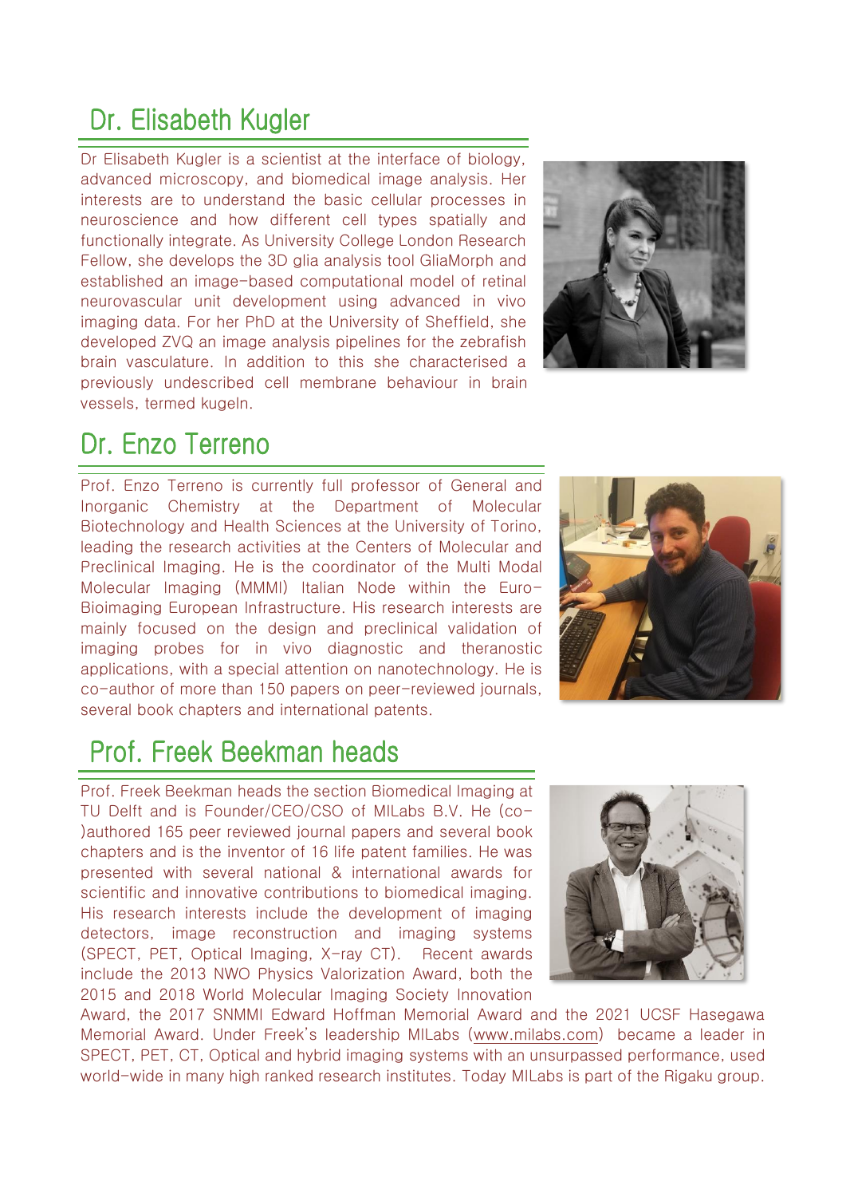## Dr. Elisabeth Kugler

Dr Elisabeth Kugler is a scientist at the interface of biology, advanced microscopy, and biomedical image analysis. Her interests are to understand the basic cellular processes in neuroscience and how different cell types spatially and functionally integrate. As University College London Research Fellow, she develops the 3D glia analysis tool GliaMorph and established an image-based computational model of retinal neurovascular unit development using advanced in vivo imaging data. For her PhD at the University of Sheffield, she developed ZVQ an image analysis pipelines for the zebrafish brain vasculature. In addition to this she characterised a previously undescribed cell membrane behaviour in brain vessels, termed kugeln.

## Dr. Enzo Terreno

Prof. Enzo Terreno is currently full professor of General and Inorganic Chemistry at the Department of Molecular Biotechnology and Health Sciences at the University of Torino, leading the research activities at the Centers of Molecular and Preclinical Imaging. He is the coordinator of the Multi Modal Molecular Imaging (MMMI) Italian Node within the Euro-Bioimaging European Infrastructure. His research interests are mainly focused on the design and preclinical validation of imaging probes for in vivo diagnostic and theranostic applications, with a special attention on nanotechnology. He is co-author of more than 150 papers on peer-reviewed journals, several book chapters and international patents.

## Prof. Freek Beekman heads

Prof. Freek Beekman heads the section Biomedical Imaging at TU Delft and is Founder/CEO/CSO of MILabs B.V. He (co-)authored 165 peer reviewed journal papers and several book chapters and is the inventor of 16 life patent families. He was presented with several national & international awards for scientific and innovative contributions to biomedical imaging. His research interests include the development of imaging detectors, image reconstruction and imaging systems (SPECT, PET, Optical Imaging, X-ray CT). Recent awards include the 2013 NWO Physics Valorization Award, both the 2015 and 2018 World Molecular Imaging Society Innovation Award, the 2017 SNMMI Edward Hoffman Memorial Award and the 2021 UCSF Hasegawa Memorial Award. Under Freek's leadership MILabs (www.milabs.com) became a leader in SPECT, PET, CT, Optical and hybrid imaging systems with an unsurpassed performance, used world-wide in many high ranked research institutes. Today MILabs is part of the Rigaku group.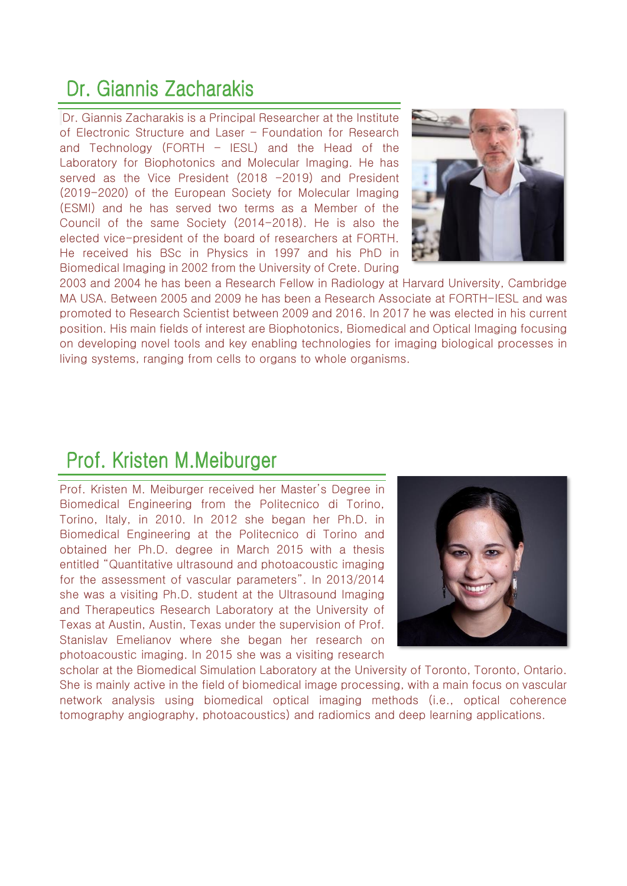## Dr. Giannis Zacharakis

Dr. Giannis Zacharakis is a Principal Researcher at the Institute of Electronic Structure and Laser – Foundation for Research and Technology (FORTH – IESL) and the Head of the Laboratory for Biophotonics and Molecular Imaging. He has served as the Vice President (2018 –2019) and President (2019-2020) of the European Society for Molecular Imaging (ESMI) and he has served two terms as a Member of the Council of the same Society (2014-2018). He is also the elected vice-president of the board of researchers at FORTH. He received his BSc in Physics in 1997 and his PhD in Biomedical Imaging in 2002 from the University of Crete. During 2003 and 2004 he has been a Research Fellow in Radiology at Harvard University, Cambridge MA USA. Between 2005 and 2009 he has been a Research Associate at FORTH-IESL and was promoted to Research Scientist between 2009 and 2016. In 2017 he was elected in his current position. His main fields of interest are Biophotonics, Biomedical and Optical Imaging focusing on developing novel tools and key enabling technologies for imaging biological processes in living systems, ranging from cells to organs to whole organisms.

## Prof. Kristen M.Meiburger

Prof. Kristen M. Meiburger received her Master's Degree in Biomedical Engineering from the Politecnico di Torino, Torino, Italy, in 2010. In 2012 she began her Ph.D. in Biomedical Engineering at the Politecnico di Torino and obtained her Ph.D. degree in March 2015 with a thesis entitled "Quantitative ultrasound and photoacoustic imaging for the assessment of vascular parameters". In 2013/2014 she was a visiting Ph.D. student at the Ultrasound Imaging and Therapeutics Research Laboratory at the University of Texas at Austin, Austin, Texas under the supervision of Prof. Stanislav Emelianov where she began her research on photoacoustic imaging. In 2015 she was a visiting research scholar at the Biomedical Simulation Laboratory at the University of Toronto, Toronto, Ontario. She is mainly active in the field of biomedical image processing, with a main focus on vascular network analysis using biomedical optical imaging methods (i.e., optical coherence tomography angiography, photoacoustics) and radiomics and deep learning applications.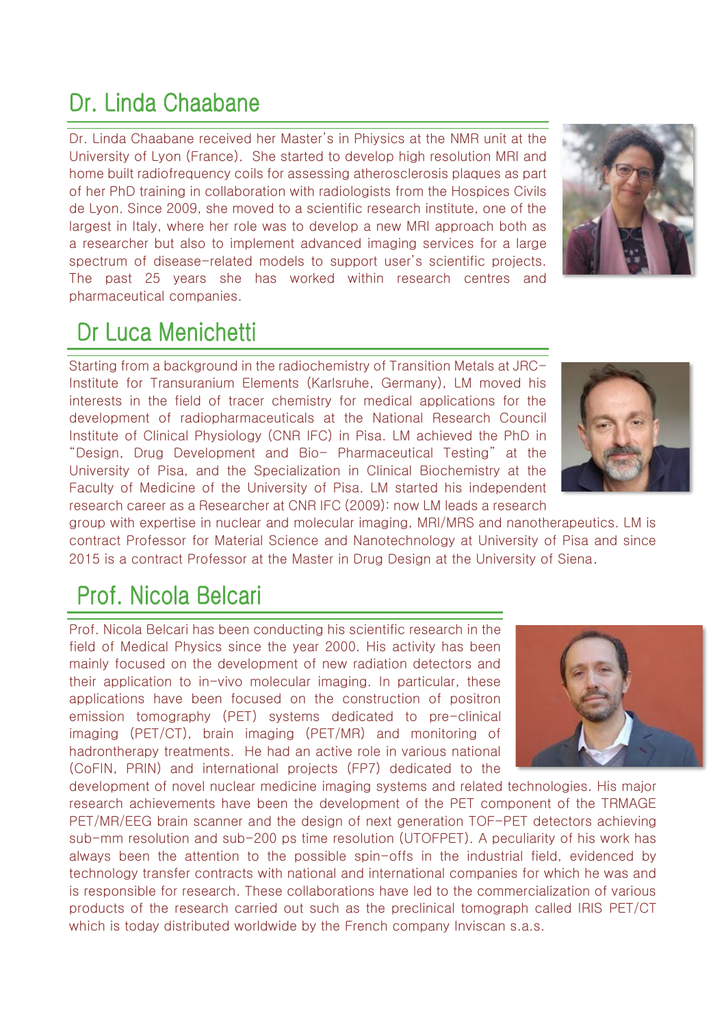## Dr. Linda Chaabane

Dr. Linda Chaabane received her Master's in Phiysics at the NMR unit at the University of Lyon (France). She started to develop high resolution MRI and home built radiofrequency coils for assessing atherosclerosis plaques as part of her PhD training in collaboration with radiologists from the Hospices Civils de Lyon. Since 2009, she moved to a scientific research institute, one of the largest in Italy, where her role was to develop a new MRI approach both as a researcher but also to implement advanced imaging services for a large spectrum of disease-related models to support user's scientific projects. The past 25 years she has worked within research centres and pharmaceutical companies.

## Dr Luca Menichetti

Starting from a background in the radiochemistry of Transition Metals at JRC-Institute for Transuranium Elements (Karlsruhe, Germany), LM moved his interests in the field of tracer chemistry for medical applications for the development of radiopharmaceuticals at the National Research Council Institute of Clinical Physiology (CNR IFC) in Pisa. LM achieved the PhD in "Design, Drug Development and Bio- Pharmaceutical Testing" at the University of Pisa, and the Specialization in Clinical Biochemistry at the Faculty of Medicine of the University of Pisa. LM started his independent research career as a Researcher at CNR IFC (2009): now LM leads a research group with expertise in nuclear and molecular imaging, MRI/MRS and nanotherapeutics. LM is contract Professor for Material Science and Nanotechnology at University of Pisa and since 2015 is a contract Professor at the Master in Drug Design at the University of Siena.

## Prof. Nicola Belcari

Prof. Nicola Belcari has been conducting his scientific research in the field of Medical Physics since the year 2000. His activity has been mainly focused on the development of new radiation detectors and their application to in-vivo molecular imaging. In particular, these applications have been focused on the construction of positron emission tomography (PET) systems dedicated to pre-clinical imaging (PET/CT), brain imaging (PET/MR) and monitoring of hadrontherapy treatments. He had an active role in various national (CoFIN, PRIN) and international projects (FP7) dedicated to the development of novel nuclear medicine imaging systems and related technologies. His major research achievements have been the development of the PET component of the TRMAGE PET/MR/EEG brain scanner and the design of next generation TOF-PET detectors achieving sub-mm resolution and sub-200 ps time resolution (UTOFPET). A peculiarity of his work has always been the attention to the possible spin-offs in the industrial field, evidenced by technology transfer contracts with national and international companies for which he was and is responsible for research. These collaborations have led to the commercialization of various products of the research carried out such as the preclinical tomograph called IRIS PET/CT which is today distributed worldwide by the French company Inviscan s.a.s.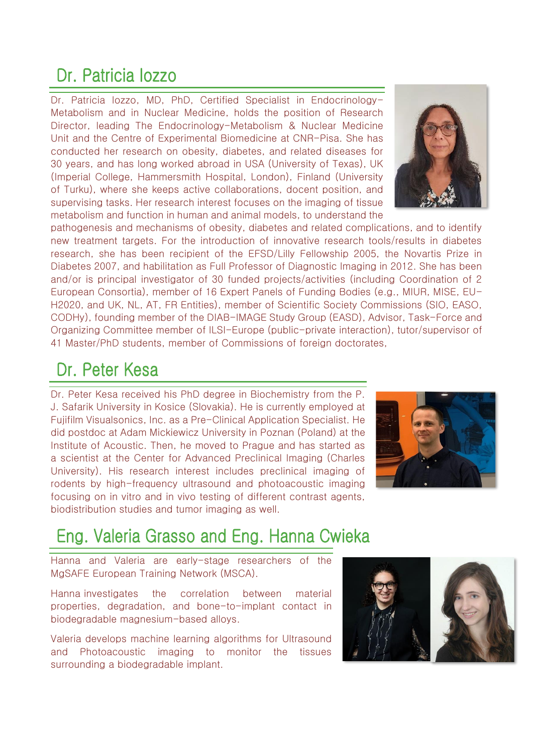## Dr. Patricia Iozzo

Dr. Patricia Iozzo, MD, PhD, Certified Specialist in Endocrinology-Metabolism and in Nuclear Medicine, holds the position of Research Director, leading The Endocrinology-Metabolism & Nuclear Medicine Unit and the Centre of Experimental Biomedicine at CNR-Pisa. She has conducted her research on obesity, diabetes, and related diseases for 30 years, and has long worked abroad in USA (University of Texas), UK (Imperial College, Hammersmith Hospital, London), Finland (University of Turku), where she keeps active collaborations, docent position, and supervising tasks. Her research interest focuses on the imaging of tissue metabolism and function in human and animal models, to understand the pathogenesis and mechanisms of obesity, diabetes and related complications, and to identify new treatment targets. For the introduction of innovative research tools/results in diabetes research, she has been recipient of the EFSD/Lilly Fellowship 2005, the Novartis Prize in Diabetes 2007, and habilitation as Full Professor of Diagnostic Imaging in 2012. She has been and/or is principal investigator of 30 funded projects/activities (including Coordination of 2 European Consortia), member of 16 Expert Panels of Funding Bodies (e.g., MIUR, MISE, EU-H2020, and UK, NL, AT, FR Entities), member of Scientific Society Commissions (SIO, EASO, CODHy), founding member of the DIAB-IMAGE Study Group (EASD), Advisor, Task-Force and Organizing Committee member of ILSI-Europe (public-private interaction), tutor/supervisor of 41 Master/PhD students, member of Commissions of foreign doctorates,

## Dr. Peter Kesa

Dr. Peter Kesa received his PhD degree in Biochemistry from the P. J. Safarik University in Kosice (Slovakia). He is currently employed at Fujifilm Visualsonics, Inc. as a Pre-Clinical Application Specialist. He did postdoc at Adam Mickiewicz University in Poznan (Poland) at the Institute of Acoustic. Then, he moved to Prague and has started as a scientist at the Center for Advanced Preclinical Imaging (Charles University). His research interest includes preclinical imaging of rodents by high-frequency ultrasound and photoacoustic imaging focusing on in vitro and in vivo testing of different contrast agents, biodistribution studies and tumor imaging as well.

## Eng. Valeria Grasso and Eng. Hanna Cwieka

Hanna and Valeria are early-stage researchers of the MgSAFE European Training Network (MSCA).

Hanna investigates the correlation between material properties, degradation, and bone-to-implant contact in biodegradable magnesium-based alloys.

Valeria develops machine learning algorithms for Ultrasound and Photoacoustic imaging to monitor the tissues surrounding a biodegradable implant.